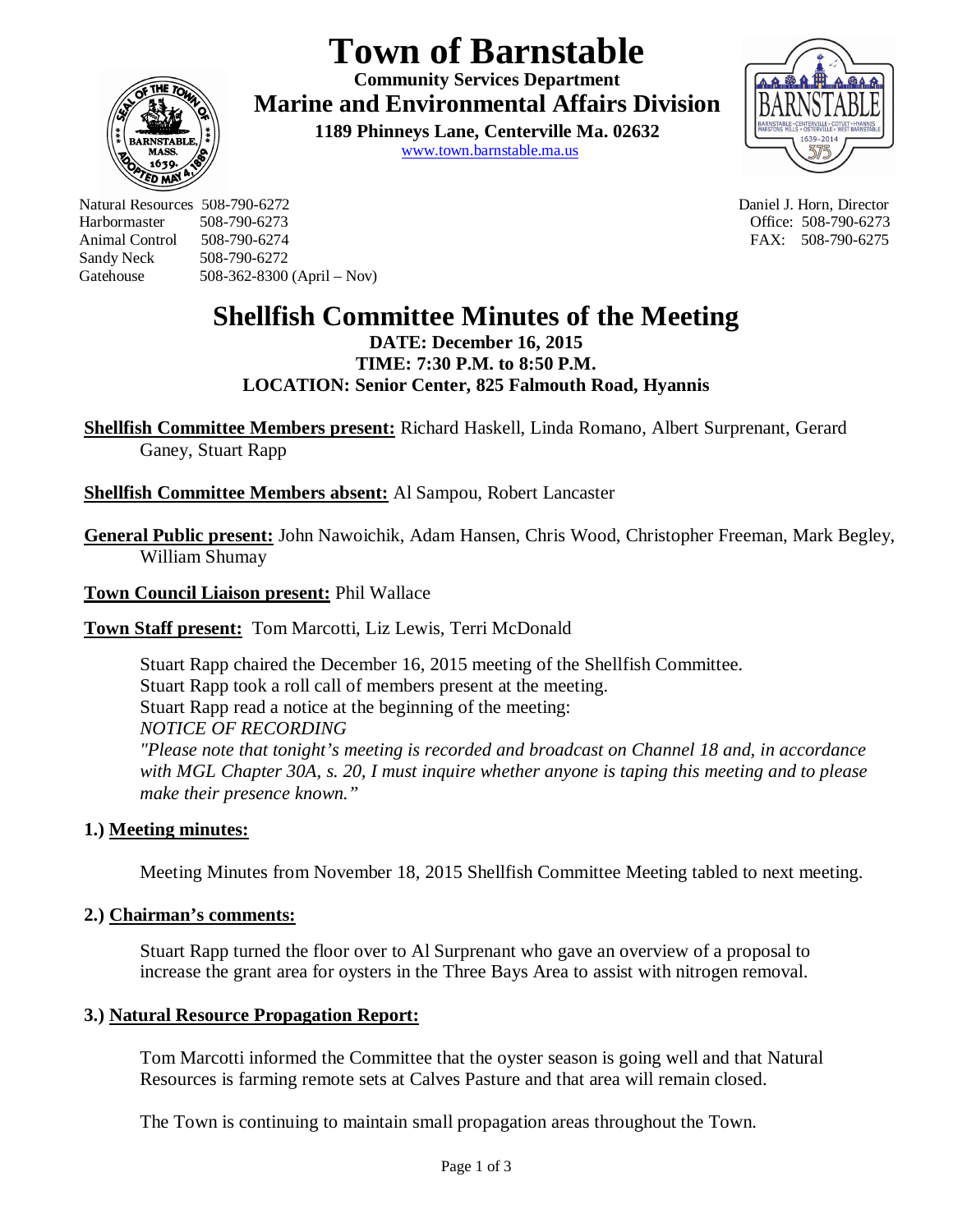# Town of Barnstable

**Community Services Department**
**Marine and Environmental Affairs Division**
**1189 Phinneys Lane, Centerville Ma. 02632**
www.town.barnstable.ma.us

Natural Resources 508-790-6272
Harbormaster 508-790-6273
Animal Control 508-790-6274
Sandy Neck 508-790-6272
Gatehouse 508-362-8300 (April – Nov)

Daniel J. Horn, Director
Office: 508-790-6273
FAX: 508-790-6275

# Shellfish Committee Minutes of the Meeting

**DATE: December 16, 2015**
**TIME: 7:30 P.M. to 8:50 P.M.**
**LOCATION: Senior Center, 825 Falmouth Road, Hyannis**

**Shellfish Committee Members present:** Richard Haskell, Linda Romano, Albert Surprenant, Gerard Ganey, Stuart Rapp

**Shellfish Committee Members absent:** Al Sampou, Robert Lancaster

**General Public present:** John Nawoichik, Adam Hansen, Chris Wood, Christopher Freeman, Mark Begley, William Shumay

**Town Council Liaison present:** Phil Wallace

**Town Staff present:** Tom Marcotti, Liz Lewis, Terri McDonald

Stuart Rapp chaired the December 16, 2015 meeting of the Shellfish Committee.
Stuart Rapp took a roll call of members present at the meeting.
Stuart Rapp read a notice at the beginning of the meeting:
*NOTICE OF RECORDING*
*"Please note that tonight's meeting is recorded and broadcast on Channel 18 and, in accordance with MGL Chapter 30A, s. 20, I must inquire whether anyone is taping this meeting and to please make their presence known."*

### 1.) Meeting minutes:

Meeting Minutes from November 18, 2015 Shellfish Committee Meeting tabled to next meeting.

### 2.) Chairman's comments:

Stuart Rapp turned the floor over to Al Surprenant who gave an overview of a proposal to increase the grant area for oysters in the Three Bays Area to assist with nitrogen removal.

### 3.) Natural Resource Propagation Report:

Tom Marcotti informed the Committee that the oyster season is going well and that Natural Resources is farming remote sets at Calves Pasture and that area will remain closed.

The Town is continuing to maintain small propagation areas throughout the Town.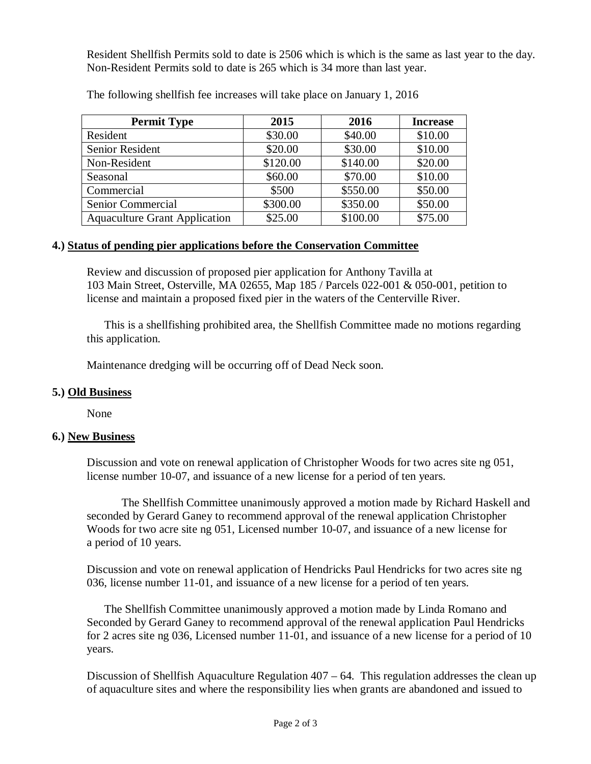Resident Shellfish Permits sold to date is 2506 which is which is the same as last year to the day. Non-Resident Permits sold to date is 265 which is 34 more than last year.

The following shellfish fee increases will take place on January 1, 2016

| Permit Type | 2015 | 2016 | Increase |
|---|---|---|---|
| Resident | $30.00 | $40.00 | $10.00 |
| Senior Resident | $20.00 | $30.00 | $10.00 |
| Non-Resident | $120.00 | $140.00 | $20.00 |
| Seasonal | $60.00 | $70.00 | $10.00 |
| Commercial | $500 | $550.00 | $50.00 |
| Senior Commercial | $300.00 | $350.00 | $50.00 |
| Aquaculture Grant Application | $25.00 | $100.00 | $75.00 |

**4.) Status of pending pier applications before the Conservation Committee**

Review and discussion of proposed pier application for Anthony Tavilla at 103 Main Street, Osterville, MA 02655, Map 185 / Parcels 022-001 & 050-001, petition to license and maintain a proposed fixed pier in the waters of the Centerville River.

This is a shellfishing prohibited area, the Shellfish Committee made no motions regarding this application.

Maintenance dredging will be occurring off of Dead Neck soon.

**5.) Old Business**

None

**6.) New Business**

Discussion and vote on renewal application of Christopher Woods for two acres site ng 051, license number 10-07, and issuance of a new license for a period of ten years.

The Shellfish Committee unanimously approved a motion made by Richard Haskell and seconded by Gerard Ganey to recommend approval of the renewal application Christopher Woods for two acre site ng 051, Licensed number 10-07, and issuance of a new license for a period of 10 years.

Discussion and vote on renewal application of Hendricks Paul Hendricks for two acres site ng 036, license number 11-01, and issuance of a new license for a period of ten years.

The Shellfish Committee unanimously approved a motion made by Linda Romano and Seconded by Gerard Ganey to recommend approval of the renewal application Paul Hendricks for 2 acres site ng 036, Licensed number 11-01, and issuance of a new license for a period of 10 years.

Discussion of Shellfish Aquaculture Regulation 407 – 64. This regulation addresses the clean up of aquaculture sites and where the responsibility lies when grants are abandoned and issued to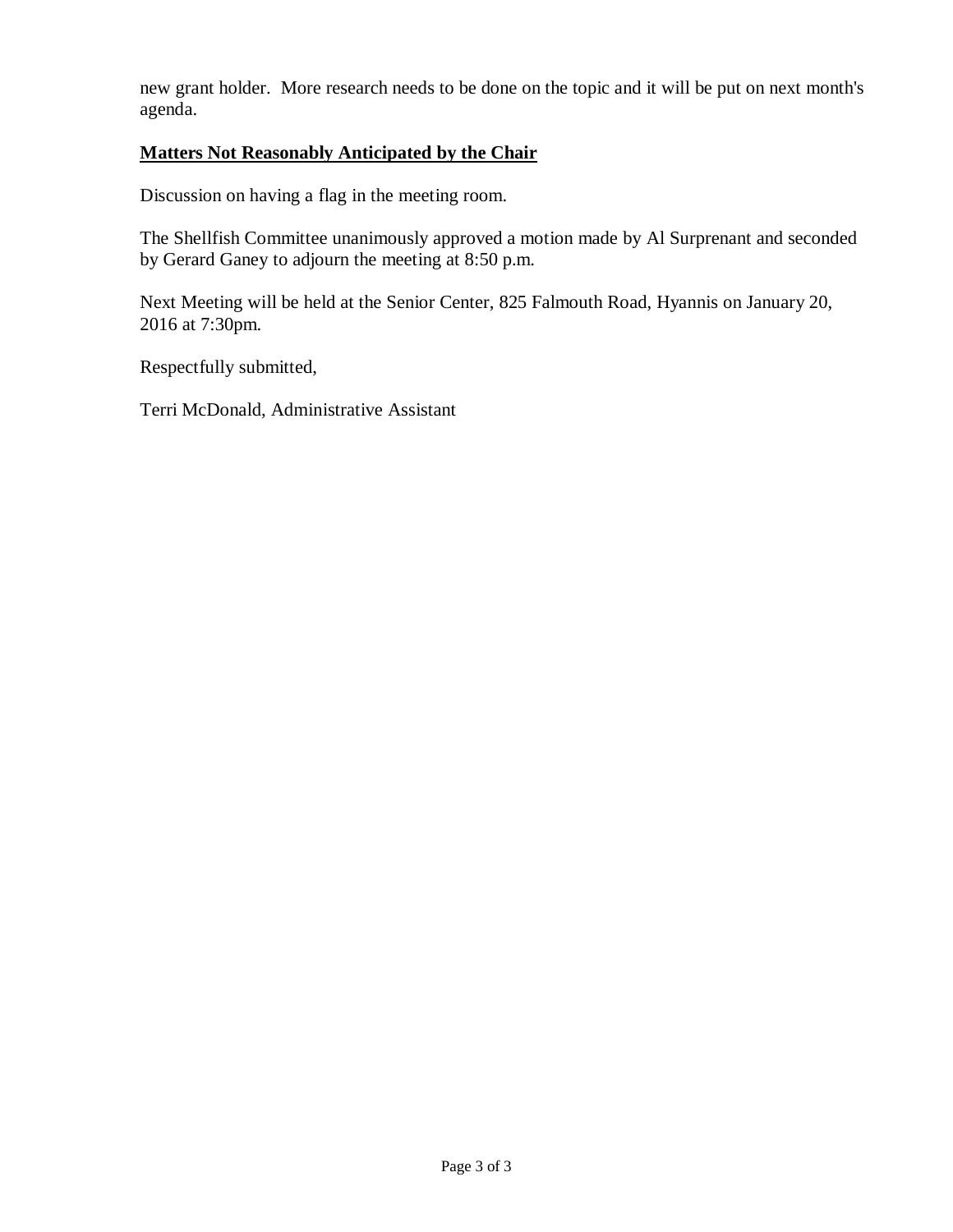new grant holder. More research needs to be done on the topic and it will be put on next month's agenda.

**Matters Not Reasonably Anticipated by the Chair**

Discussion on having a flag in the meeting room.

The Shellfish Committee unanimously approved a motion made by Al Surprenant and seconded by Gerard Ganey to adjourn the meeting at 8:50 p.m.

Next Meeting will be held at the Senior Center, 825 Falmouth Road, Hyannis on January 20, 2016 at 7:30pm.

Respectfully submitted,

Terri McDonald, Administrative Assistant